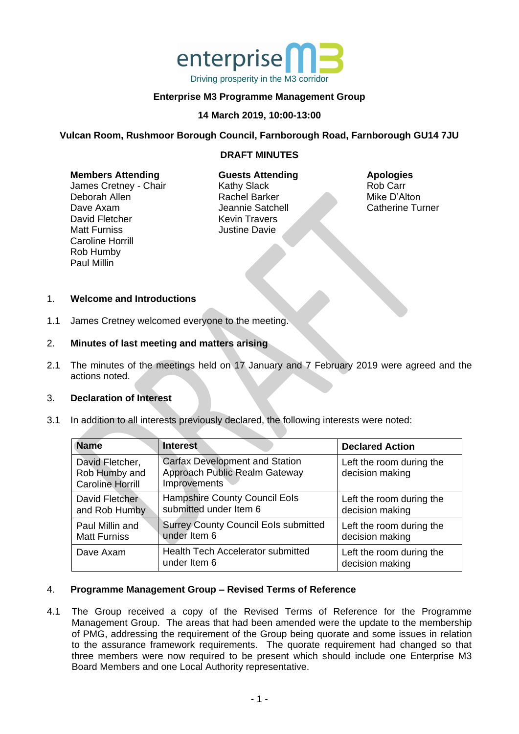enterprise M3

Driving prosperity in the M3 corridor

**Enterprise M3 Programme Management Group**

**14 March 2019, 10:00-13:00**

**Vulcan Room, Rushmoor Borough Council, Farnborough Road, Farnborough GU14 7JU**

**DRAFT MINUTES**

**Members Attending**
James Cretney - Chair
Deborah Allen
Dave Axam
David Fletcher
Matt Furniss
Caroline Horrill
Rob Humby
Paul Millin

**Guests Attending**
Kathy Slack
Rachel Barker
Jeannie Satchell
Kevin Travers
Justine Davie

**Apologies**
Rob Carr
Mike D'Alton
Catherine Turner

## 1. Welcome and Introductions

1.1 James Cretney welcomed everyone to the meeting.

## 2. Minutes of last meeting and matters arising

2.1 The minutes of the meetings held on 17 January and 7 February 2019 were agreed and the actions noted.

## 3. Declaration of Interest

3.1 In addition to all interests previously declared, the following interests were noted:

| Name | Interest | Declared Action |
|---|---|---|
| David Fletcher, Rob Humby and Caroline Horrill | Carfax Development and Station Approach Public Realm Gateway Improvements | Left the room during the decision making |
| David Fletcher and Rob Humby | Hampshire County Council EoIs submitted under Item 6 | Left the room during the decision making |
| Paul Millin and Matt Furniss | Surrey County Council EoIs submitted under Item 6 | Left the room during the decision making |
| Dave Axam | Health Tech Accelerator submitted under Item 6 | Left the room during the decision making |

## 4. Programme Management Group – Revised Terms of Reference

4.1 The Group received a copy of the Revised Terms of Reference for the Programme Management Group. The areas that had been amended were the update to the membership of PMG, addressing the requirement of the Group being quorate and some issues in relation to the assurance framework requirements. The quorate requirement had changed so that three members were now required to be present which should include one Enterprise M3 Board Members and one Local Authority representative.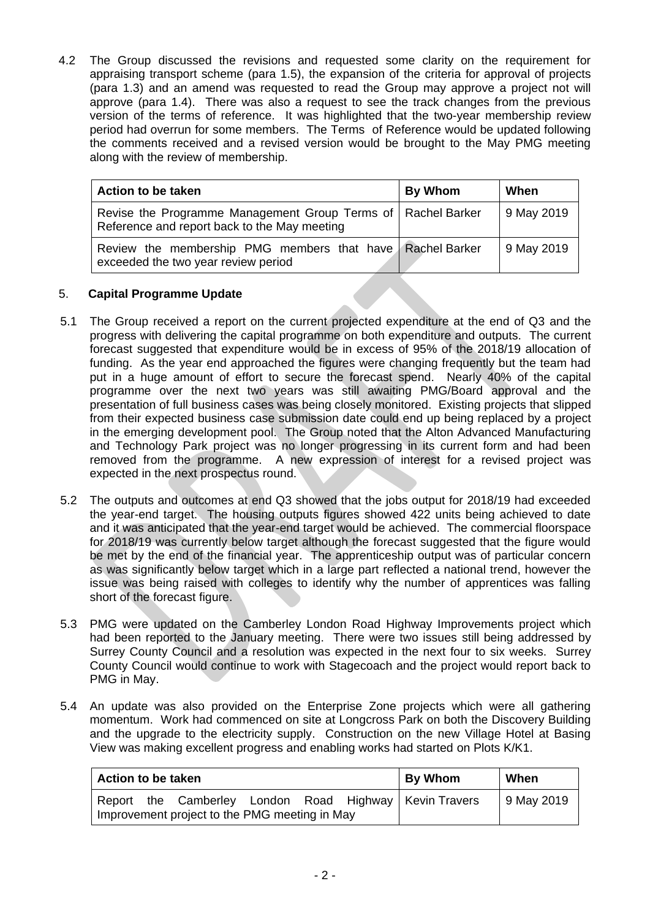4.2 The Group discussed the revisions and requested some clarity on the requirement for appraising transport scheme (para 1.5), the expansion of the criteria for approval of projects (para 1.3) and an amend was requested to read the Group may approve a project not will approve (para 1.4). There was also a request to see the track changes from the previous version of the terms of reference. It was highlighted that the two-year membership review period had overrun for some members. The Terms of Reference would be updated following the comments received and a revised version would be brought to the May PMG meeting along with the review of membership.

| Action to be taken | By Whom | When |
|---|---|---|
| Revise the Programme Management Group Terms of Reference and report back to the May meeting | Rachel Barker | 9 May 2019 |
| Review the membership PMG members that have exceeded the two year review period | Rachel Barker | 9 May 2019 |

## 5. Capital Programme Update

5.1 The Group received a report on the current projected expenditure at the end of Q3 and the progress with delivering the capital programme on both expenditure and outputs. The current forecast suggested that expenditure would be in excess of 95% of the 2018/19 allocation of funding. As the year end approached the figures were changing frequently but the team had put in a huge amount of effort to secure the forecast spend. Nearly 40% of the capital programme over the next two years was still awaiting PMG/Board approval and the presentation of full business cases was being closely monitored. Existing projects that slipped from their expected business case submission date could end up being replaced by a project in the emerging development pool. The Group noted that the Alton Advanced Manufacturing and Technology Park project was no longer progressing in its current form and had been removed from the programme. A new expression of interest for a revised project was expected in the next prospectus round.

5.2 The outputs and outcomes at end Q3 showed that the jobs output for 2018/19 had exceeded the year-end target. The housing outputs figures showed 422 units being achieved to date and it was anticipated that the year-end target would be achieved. The commercial floorspace for 2018/19 was currently below target although the forecast suggested that the figure would be met by the end of the financial year. The apprenticeship output was of particular concern as was significantly below target which in a large part reflected a national trend, however the issue was being raised with colleges to identify why the number of apprentices was falling short of the forecast figure.

5.3 PMG were updated on the Camberley London Road Highway Improvements project which had been reported to the January meeting. There were two issues still being addressed by Surrey County Council and a resolution was expected in the next four to six weeks. Surrey County Council would continue to work with Stagecoach and the project would report back to PMG in May.

5.4 An update was also provided on the Enterprise Zone projects which were all gathering momentum. Work had commenced on site at Longcross Park on both the Discovery Building and the upgrade to the electricity supply. Construction on the new Village Hotel at Basing View was making excellent progress and enabling works had started on Plots K/K1.

| Action to be taken | By Whom | When |
|---|---|---|
| Report the Camberley London Road Highway Improvement project to the PMG meeting in May | Kevin Travers | 9 May 2019 |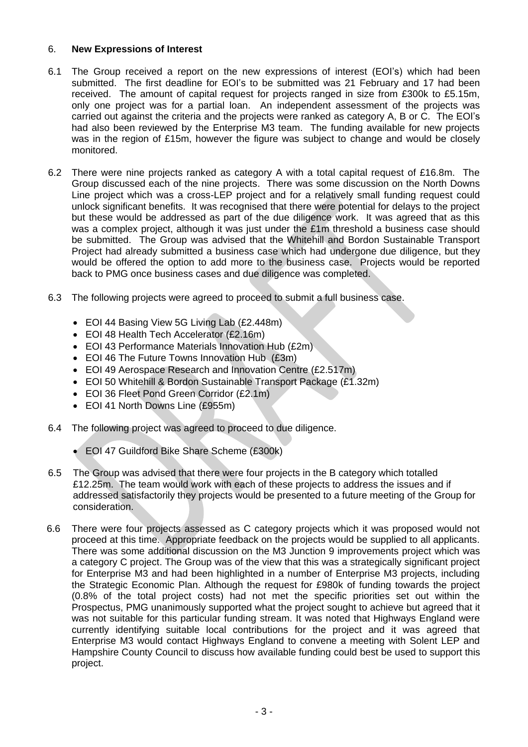6. **New Expressions of Interest**

6.1 The Group received a report on the new expressions of interest (EOI's) which had been submitted. The first deadline for EOI's to be submitted was 21 February and 17 had been received. The amount of capital request for projects ranged in size from £300k to £5.15m, only one project was for a partial loan. An independent assessment of the projects was carried out against the criteria and the projects were ranked as category A, B or C. The EOI's had also been reviewed by the Enterprise M3 team. The funding available for new projects was in the region of £15m, however the figure was subject to change and would be closely monitored.

6.2 There were nine projects ranked as category A with a total capital request of £16.8m. The Group discussed each of the nine projects. There was some discussion on the North Downs Line project which was a cross-LEP project and for a relatively small funding request could unlock significant benefits. It was recognised that there were potential for delays to the project but these would be addressed as part of the due diligence work. It was agreed that as this was a complex project, although it was just under the £1m threshold a business case should be submitted. The Group was advised that the Whitehill and Bordon Sustainable Transport Project had already submitted a business case which had undergone due diligence, but they would be offered the option to add more to the business case. Projects would be reported back to PMG once business cases and due diligence was completed.

6.3 The following projects were agreed to proceed to submit a full business case.

- EOI 44 Basing View 5G Living Lab (£2.448m)
- EOI 48 Health Tech Accelerator (£2.16m)
- EOI 43 Performance Materials Innovation Hub (£2m)
- EOI 46 The Future Towns Innovation Hub (£3m)
- EOI 49 Aerospace Research and Innovation Centre (£2.517m)
- EOI 50 Whitehill & Bordon Sustainable Transport Package (£1.32m)
- EOI 36 Fleet Pond Green Corridor (£2.1m)
- EOI 41 North Downs Line (£955m)

6.4 The following project was agreed to proceed to due diligence.

- EOI 47 Guildford Bike Share Scheme (£300k)

6.5 The Group was advised that there were four projects in the B category which totalled £12.25m. The team would work with each of these projects to address the issues and if addressed satisfactorily they projects would be presented to a future meeting of the Group for consideration.

6.6 There were four projects assessed as C category projects which it was proposed would not proceed at this time. Appropriate feedback on the projects would be supplied to all applicants. There was some additional discussion on the M3 Junction 9 improvements project which was a category C project. The Group was of the view that this was a strategically significant project for Enterprise M3 and had been highlighted in a number of Enterprise M3 projects, including the Strategic Economic Plan. Although the request for £980k of funding towards the project (0.8% of the total project costs) had not met the specific priorities set out within the Prospectus, PMG unanimously supported what the project sought to achieve but agreed that it was not suitable for this particular funding stream. It was noted that Highways England were currently identifying suitable local contributions for the project and it was agreed that Enterprise M3 would contact Highways England to convene a meeting with Solent LEP and Hampshire County Council to discuss how available funding could best be used to support this project.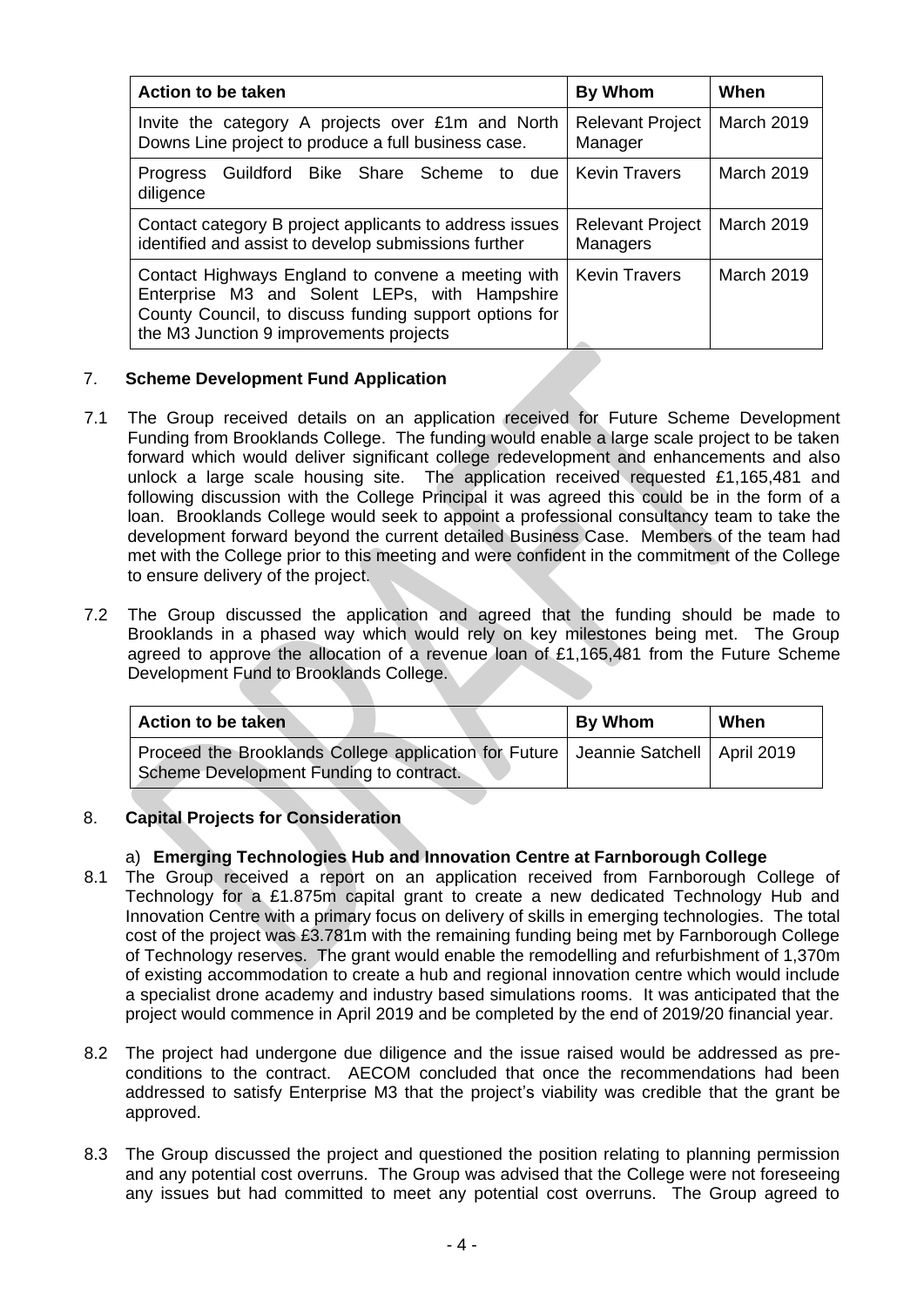| Action to be taken | By Whom | When |
| --- | --- | --- |
| Invite the category A projects over £1m and North Downs Line project to produce a full business case. | Relevant Project Manager | March 2019 |
| Progress Guildford Bike Share Scheme to due diligence | Kevin Travers | March 2019 |
| Contact category B project applicants to address issues identified and assist to develop submissions further | Relevant Project Managers | March 2019 |
| Contact Highways England to convene a meeting with Enterprise M3 and Solent LEPs, with Hampshire County Council, to discuss funding support options for the M3 Junction 9 improvements projects | Kevin Travers | March 2019 |

## 7. Scheme Development Fund Application

7.1 The Group received details on an application received for Future Scheme Development Funding from Brooklands College. The funding would enable a large scale project to be taken forward which would deliver significant college redevelopment and enhancements and also unlock a large scale housing site. The application received requested £1,165,481 and following discussion with the College Principal it was agreed this could be in the form of a loan. Brooklands College would seek to appoint a professional consultancy team to take the development forward beyond the current detailed Business Case. Members of the team had met with the College prior to this meeting and were confident in the commitment of the College to ensure delivery of the project.

7.2 The Group discussed the application and agreed that the funding should be made to Brooklands in a phased way which would rely on key milestones being met. The Group agreed to approve the allocation of a revenue loan of £1,165,481 from the Future Scheme Development Fund to Brooklands College.

| Action to be taken | By Whom | When |
| --- | --- | --- |
| Proceed the Brooklands College application for Future Scheme Development Funding to contract. | Jeannie Satchell | April 2019 |

## 8. Capital Projects for Consideration

### a) Emerging Technologies Hub and Innovation Centre at Farnborough College

8.1 The Group received a report on an application received from Farnborough College of Technology for a £1.875m capital grant to create a new dedicated Technology Hub and Innovation Centre with a primary focus on delivery of skills in emerging technologies. The total cost of the project was £3.781m with the remaining funding being met by Farnborough College of Technology reserves. The grant would enable the remodelling and refurbishment of 1,370m of existing accommodation to create a hub and regional innovation centre which would include a specialist drone academy and industry based simulations rooms. It was anticipated that the project would commence in April 2019 and be completed by the end of 2019/20 financial year.

8.2 The project had undergone due diligence and the issue raised would be addressed as pre-conditions to the contract. AECOM concluded that once the recommendations had been addressed to satisfy Enterprise M3 that the project's viability was credible that the grant be approved.

8.3 The Group discussed the project and questioned the position relating to planning permission and any potential cost overruns. The Group was advised that the College were not foreseeing any issues but had committed to meet any potential cost overruns. The Group agreed to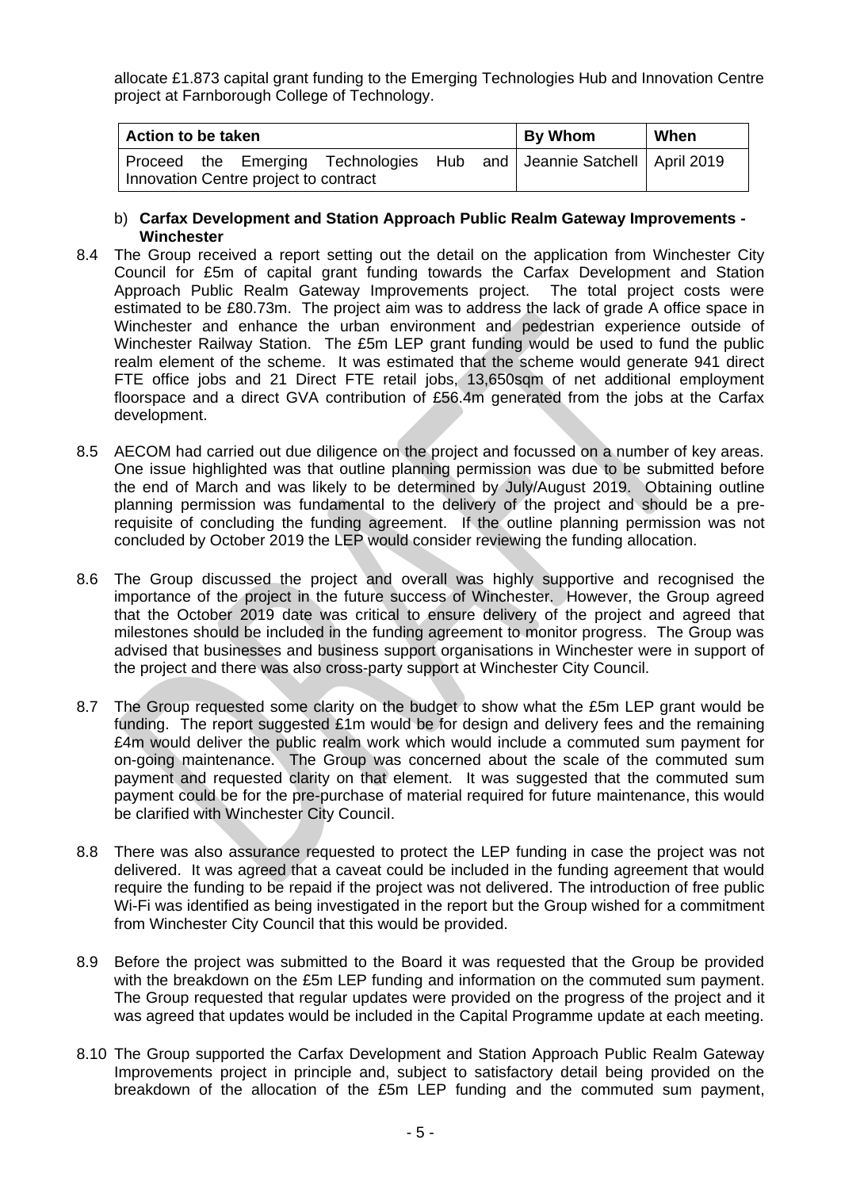allocate £1.873 capital grant funding to the Emerging Technologies Hub and Innovation Centre project at Farnborough College of Technology.

| Action to be taken | By Whom | When |
|---|---|---|
| Proceed the Emerging Technologies Hub and Innovation Centre project to contract | Jeannie Satchell | April 2019 |

b) **Carfax Development and Station Approach Public Realm Gateway Improvements - Winchester**

8.4 The Group received a report setting out the detail on the application from Winchester City Council for £5m of capital grant funding towards the Carfax Development and Station Approach Public Realm Gateway Improvements project. The total project costs were estimated to be £80.73m. The project aim was to address the lack of grade A office space in Winchester and enhance the urban environment and pedestrian experience outside of Winchester Railway Station. The £5m LEP grant funding would be used to fund the public realm element of the scheme. It was estimated that the scheme would generate 941 direct FTE office jobs and 21 Direct FTE retail jobs, 13,650sqm of net additional employment floorspace and a direct GVA contribution of £56.4m generated from the jobs at the Carfax development.

8.5 AECOM had carried out due diligence on the project and focussed on a number of key areas. One issue highlighted was that outline planning permission was due to be submitted before the end of March and was likely to be determined by July/August 2019. Obtaining outline planning permission was fundamental to the delivery of the project and should be a pre-requisite of concluding the funding agreement. If the outline planning permission was not concluded by October 2019 the LEP would consider reviewing the funding allocation.

8.6 The Group discussed the project and overall was highly supportive and recognised the importance of the project in the future success of Winchester. However, the Group agreed that the October 2019 date was critical to ensure delivery of the project and agreed that milestones should be included in the funding agreement to monitor progress. The Group was advised that businesses and business support organisations in Winchester were in support of the project and there was also cross-party support at Winchester City Council.

8.7 The Group requested some clarity on the budget to show what the £5m LEP grant would be funding. The report suggested £1m would be for design and delivery fees and the remaining £4m would deliver the public realm work which would include a commuted sum payment for on-going maintenance. The Group was concerned about the scale of the commuted sum payment and requested clarity on that element. It was suggested that the commuted sum payment could be for the pre-purchase of material required for future maintenance, this would be clarified with Winchester City Council.

8.8 There was also assurance requested to protect the LEP funding in case the project was not delivered. It was agreed that a caveat could be included in the funding agreement that would require the funding to be repaid if the project was not delivered. The introduction of free public Wi-Fi was identified as being investigated in the report but the Group wished for a commitment from Winchester City Council that this would be provided.

8.9 Before the project was submitted to the Board it was requested that the Group be provided with the breakdown on the £5m LEP funding and information on the commuted sum payment. The Group requested that regular updates were provided on the progress of the project and it was agreed that updates would be included in the Capital Programme update at each meeting.

8.10 The Group supported the Carfax Development and Station Approach Public Realm Gateway Improvements project in principle and, subject to satisfactory detail being provided on the breakdown of the allocation of the £5m LEP funding and the commuted sum payment,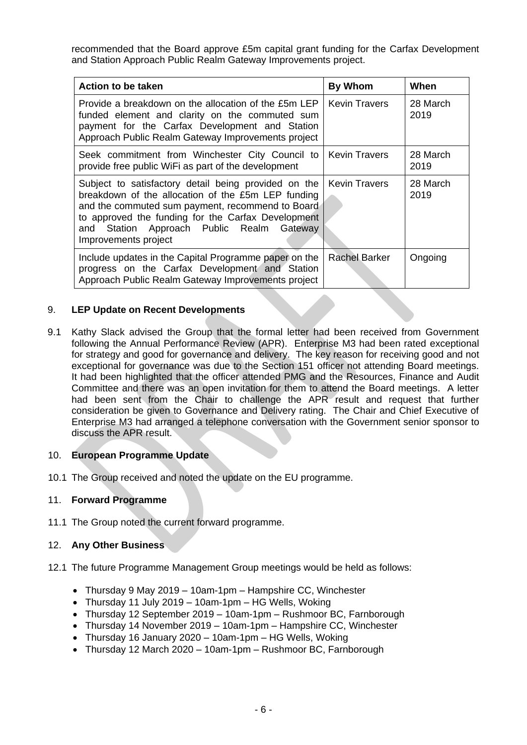recommended that the Board approve £5m capital grant funding for the Carfax Development and Station Approach Public Realm Gateway Improvements project.

| Action to be taken | By Whom | When |
|---|---|---|
| Provide a breakdown on the allocation of the £5m LEP funded element and clarity on the commuted sum payment for the Carfax Development and Station Approach Public Realm Gateway Improvements project | Kevin Travers | 28 March 2019 |
| Seek commitment from Winchester City Council to provide free public WiFi as part of the development | Kevin Travers | 28 March 2019 |
| Subject to satisfactory detail being provided on the breakdown of the allocation of the £5m LEP funding and the commuted sum payment, recommend to Board to approved the funding for the Carfax Development and Station Approach Public Realm Gateway Improvements project | Kevin Travers | 28 March 2019 |
| Include updates in the Capital Programme paper on the progress on the Carfax Development and Station Approach Public Realm Gateway Improvements project | Rachel Barker | Ongoing |

9. **LEP Update on Recent Developments**

9.1 Kathy Slack advised the Group that the formal letter had been received from Government following the Annual Performance Review (APR). Enterprise M3 had been rated exceptional for strategy and good for governance and delivery. The key reason for receiving good and not exceptional for governance was due to the Section 151 officer not attending Board meetings. It had been highlighted that the officer attended PMG and the Resources, Finance and Audit Committee and there was an open invitation for them to attend the Board meetings. A letter had been sent from the Chair to challenge the APR result and request that further consideration be given to Governance and Delivery rating. The Chair and Chief Executive of Enterprise M3 had arranged a telephone conversation with the Government senior sponsor to discuss the APR result.

10. **European Programme Update**

10.1 The Group received and noted the update on the EU programme.

11. **Forward Programme**

11.1 The Group noted the current forward programme.

12. **Any Other Business**

12.1 The future Programme Management Group meetings would be held as follows:

- Thursday 9 May 2019 – 10am-1pm – Hampshire CC, Winchester
- Thursday 11 July 2019 – 10am-1pm – HG Wells, Woking
- Thursday 12 September 2019 – 10am-1pm – Rushmoor BC, Farnborough
- Thursday 14 November 2019 – 10am-1pm – Hampshire CC, Winchester
- Thursday 16 January 2020 – 10am-1pm – HG Wells, Woking
- Thursday 12 March 2020 – 10am-1pm – Rushmoor BC, Farnborough